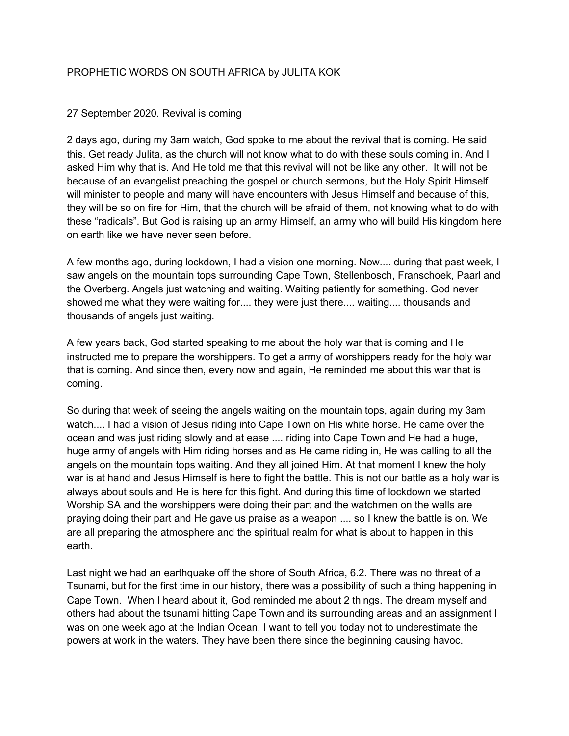# PROPHETIC WORDS ON SOUTH AFRICA by JULITA KOK

## 27 September 2020. Revival is coming

2 days ago, during my 3am watch, God spoke to me about the revival that is coming. He said this. Get ready Julita, as the church will not know what to do with these souls coming in. And I asked Him why that is. And He told me that this revival will not be like any other. It will not be because of an evangelist preaching the gospel or church sermons, but the Holy Spirit Himself will minister to people and many will have encounters with Jesus Himself and because of this, they will be so on fire for Him, that the church will be afraid of them, not knowing what to do with these "radicals". But God is raising up an army Himself, an army who will build His kingdom here on earth like we have never seen before.

A few months ago, during lockdown, I had a vision one morning. Now.... during that past week, I saw angels on the mountain tops surrounding Cape Town, Stellenbosch, Franschoek, Paarl and the Overberg. Angels just watching and waiting. Waiting patiently for something. God never showed me what they were waiting for.... they were just there.... waiting.... thousands and thousands of angels just waiting.

A few years back, God started speaking to me about the holy war that is coming and He instructed me to prepare the worshippers. To get a army of worshippers ready for the holy war that is coming. And since then, every now and again, He reminded me about this war that is coming.

So during that week of seeing the angels waiting on the mountain tops, again during my 3am watch.... I had a vision of Jesus riding into Cape Town on His white horse. He came over the ocean and was just riding slowly and at ease .... riding into Cape Town and He had a huge, huge army of angels with Him riding horses and as He came riding in, He was calling to all the angels on the mountain tops waiting. And they all joined Him. At that moment I knew the holy war is at hand and Jesus Himself is here to fight the battle. This is not our battle as a holy war is always about souls and He is here for this fight. And during this time of lockdown we started Worship SA and the worshippers were doing their part and the watchmen on the walls are praying doing their part and He gave us praise as a weapon .... so I knew the battle is on. We are all preparing the atmosphere and the spiritual realm for what is about to happen in this earth.

Last night we had an earthquake off the shore of South Africa, 6.2. There was no threat of a Tsunami, but for the first time in our history, there was a possibility of such a thing happening in Cape Town. When I heard about it, God reminded me about 2 things. The dream myself and others had about the tsunami hitting Cape Town and its surrounding areas and an assignment I was on one week ago at the Indian Ocean. I want to tell you today not to underestimate the powers at work in the waters. They have been there since the beginning causing havoc.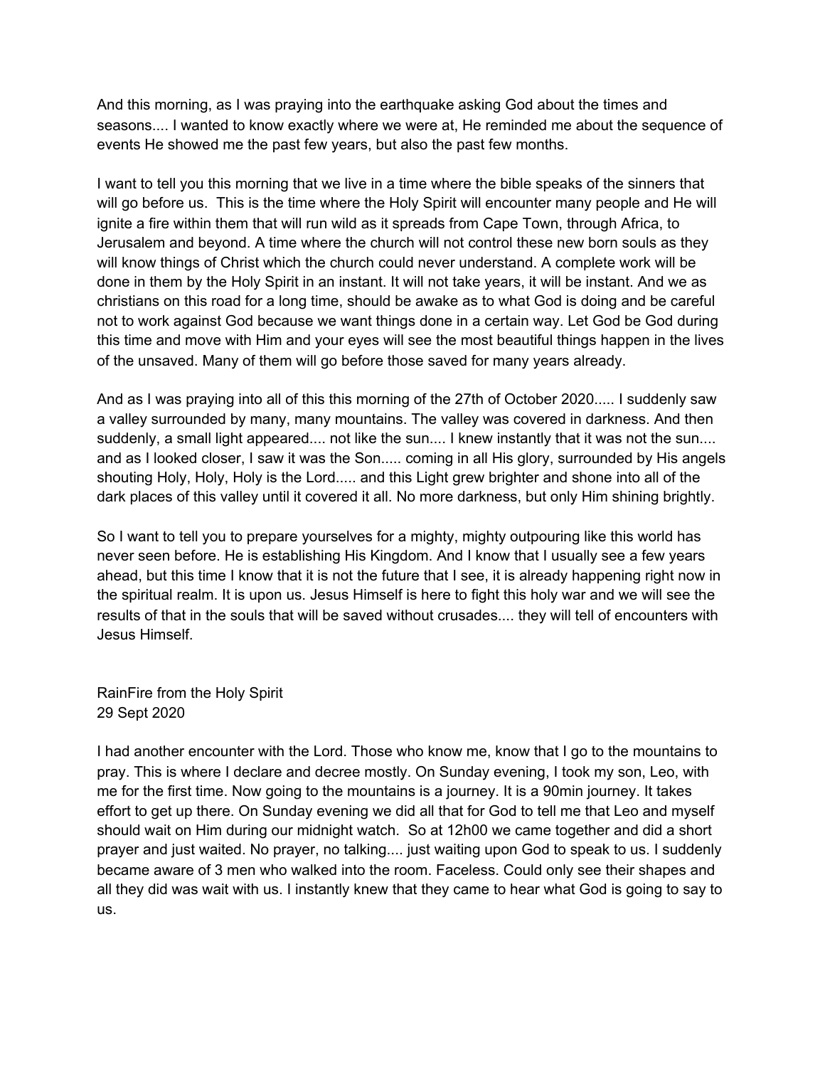And this morning, as I was praying into the earthquake asking God about the times and seasons.... I wanted to know exactly where we were at, He reminded me about the sequence of events He showed me the past few years, but also the past few months.

I want to tell you this morning that we live in a time where the bible speaks of the sinners that will go before us. This is the time where the Holy Spirit will encounter many people and He will ignite a fire within them that will run wild as it spreads from Cape Town, through Africa, to Jerusalem and beyond. A time where the church will not control these new born souls as they will know things of Christ which the church could never understand. A complete work will be done in them by the Holy Spirit in an instant. It will not take years, it will be instant. And we as christians on this road for a long time, should be awake as to what God is doing and be careful not to work against God because we want things done in a certain way. Let God be God during this time and move with Him and your eyes will see the most beautiful things happen in the lives of the unsaved. Many of them will go before those saved for many years already.

And as I was praying into all of this this morning of the 27th of October 2020..... I suddenly saw a valley surrounded by many, many mountains. The valley was covered in darkness. And then suddenly, a small light appeared.... not like the sun.... I knew instantly that it was not the sun.... and as I looked closer, I saw it was the Son..... coming in all His glory, surrounded by His angels shouting Holy, Holy, Holy is the Lord..... and this Light grew brighter and shone into all of the dark places of this valley until it covered it all. No more darkness, but only Him shining brightly.

So I want to tell you to prepare yourselves for a mighty, mighty outpouring like this world has never seen before. He is establishing His Kingdom. And I know that I usually see a few years ahead, but this time I know that it is not the future that I see, it is already happening right now in the spiritual realm. It is upon us. Jesus Himself is here to fight this holy war and we will see the results of that in the souls that will be saved without crusades.... they will tell of encounters with Jesus Himself.

RainFire from the Holy Spirit
29 Sept 2020

I had another encounter with the Lord. Those who know me, know that I go to the mountains to pray. This is where I declare and decree mostly. On Sunday evening, I took my son, Leo, with me for the first time. Now going to the mountains is a journey. It is a 90min journey. It takes effort to get up there. On Sunday evening we did all that for God to tell me that Leo and myself should wait on Him during our midnight watch. So at 12h00 we came together and did a short prayer and just waited. No prayer, no talking.... just waiting upon God to speak to us. I suddenly became aware of 3 men who walked into the room. Faceless. Could only see their shapes and all they did was wait with us. I instantly knew that they came to hear what God is going to say to us.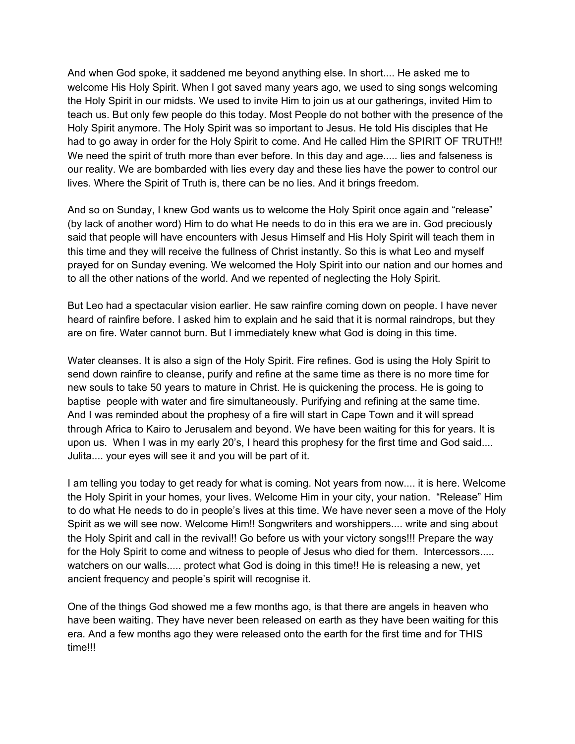And when God spoke, it saddened me beyond anything else. In short.... He asked me to welcome His Holy Spirit. When I got saved many years ago, we used to sing songs welcoming the Holy Spirit in our midsts. We used to invite Him to join us at our gatherings, invited Him to teach us. But only few people do this today. Most People do not bother with the presence of the Holy Spirit anymore. The Holy Spirit was so important to Jesus. He told His disciples that He had to go away in order for the Holy Spirit to come. And He called Him the SPIRIT OF TRUTH!! We need the spirit of truth more than ever before. In this day and age..... lies and falseness is our reality. We are bombarded with lies every day and these lies have the power to control our lives. Where the Spirit of Truth is, there can be no lies. And it brings freedom.

And so on Sunday, I knew God wants us to welcome the Holy Spirit once again and "release" (by lack of another word) Him to do what He needs to do in this era we are in. God preciously said that people will have encounters with Jesus Himself and His Holy Spirit will teach them in this time and they will receive the fullness of Christ instantly. So this is what Leo and myself prayed for on Sunday evening. We welcomed the Holy Spirit into our nation and our homes and to all the other nations of the world. And we repented of neglecting the Holy Spirit.

But Leo had a spectacular vision earlier. He saw rainfire coming down on people. I have never heard of rainfire before. I asked him to explain and he said that it is normal raindrops, but they are on fire. Water cannot burn. But I immediately knew what God is doing in this time.

Water cleanses. It is also a sign of the Holy Spirit. Fire refines. God is using the Holy Spirit to send down rainfire to cleanse, purify and refine at the same time as there is no more time for new souls to take 50 years to mature in Christ. He is quickening the process. He is going to baptise people with water and fire simultaneously. Purifying and refining at the same time. And I was reminded about the prophesy of a fire will start in Cape Town and it will spread through Africa to Kairo to Jerusalem and beyond. We have been waiting for this for years. It is upon us. When I was in my early 20's, I heard this prophesy for the first time and God said.... Julita.... your eyes will see it and you will be part of it.

I am telling you today to get ready for what is coming. Not years from now.... it is here. Welcome the Holy Spirit in your homes, your lives. Welcome Him in your city, your nation. "Release" Him to do what He needs to do in people's lives at this time. We have never seen a move of the Holy Spirit as we will see now. Welcome Him!! Songwriters and worshippers.... write and sing about the Holy Spirit and call in the revival!! Go before us with your victory songs!!! Prepare the way for the Holy Spirit to come and witness to people of Jesus who died for them. Intercessors..... watchers on our walls..... protect what God is doing in this time!! He is releasing a new, yet ancient frequency and people's spirit will recognise it.

One of the things God showed me a few months ago, is that there are angels in heaven who have been waiting. They have never been released on earth as they have been waiting for this era. And a few months ago they were released onto the earth for the first time and for THIS time!!!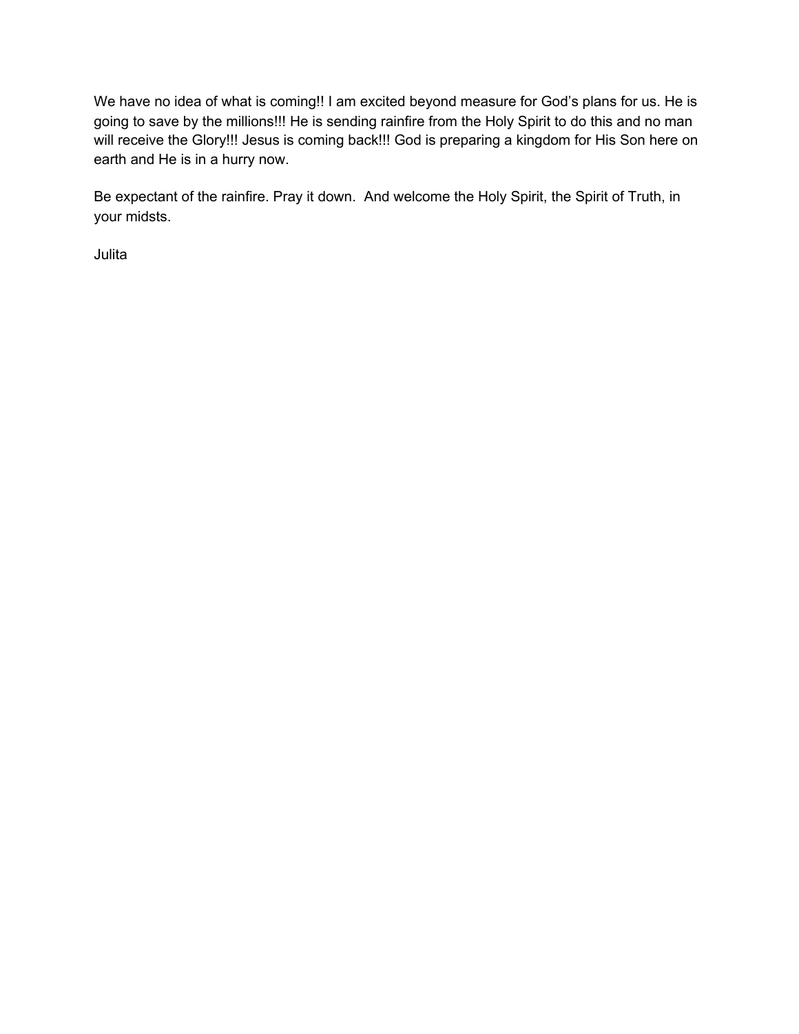We have no idea of what is coming!! I am excited beyond measure for God's plans for us. He is going to save by the millions!!! He is sending rainfire from the Holy Spirit to do this and no man will receive the Glory!!! Jesus is coming back!!! God is preparing a kingdom for His Son here on earth and He is in a hurry now.

Be expectant of the rainfire. Pray it down. And welcome the Holy Spirit, the Spirit of Truth, in your midsts.

Julita